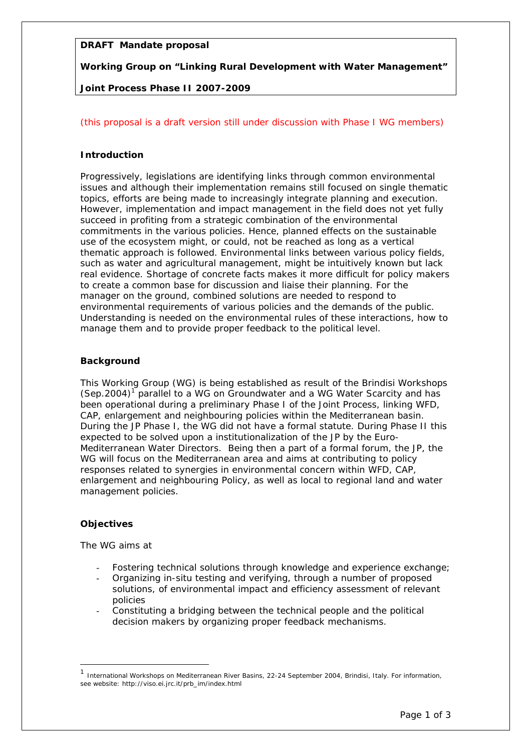**DRAFT Mandate proposal**

**Working Group on "Linking Rural Development with Water Management"**

**Joint Process Phase II 2007-2009**

(this proposal is a draft version still under discussion with Phase I WG members)

## Introduction

Progressively, legislations are identifying links through common environmental issues and although their implementation remains still focused on single thematic topics, efforts are being made to increasingly integrate planning and execution. However, implementation and impact management in the field does not yet fully succeed in profiting from a strategic combination of the environmental commitments in the various policies. Hence, planned effects on the sustainable use of the ecosystem might, or could, not be reached as long as a vertical thematic approach is followed. Environmental links between various policy fields, such as water and agricultural management, might be intuitively known but lack real evidence. Shortage of concrete facts makes it more difficult for policy makers to create a common base for discussion and liaise their planning. For the manager on the ground, combined solutions are needed to respond to environmental requirements of various policies and the demands of the public. Understanding is needed on the environmental rules of these interactions, how to manage them and to provide proper feedback to the political level.

## Background

This Working Group (WG) is being established as result of the Brindisi Workshops (Sep.2004)[1] parallel to a WG on Groundwater and a WG Water Scarcity and has been operational during a preliminary Phase I of the Joint Process, linking WFD, CAP, enlargement and neighbouring policies within the Mediterranean basin. During the JP Phase I, the WG did not have a formal statute. During Phase II this expected to be solved upon a institutionalization of the JP by the Euro-Mediterranean Water Directors. Being then a part of a formal forum, the JP, the WG will focus on the Mediterranean area and aims at contributing to policy responses related to synergies in environmental concern within WFD, CAP, enlargement and neighbouring Policy, as well as local to regional land and water management policies.

## Objectives

The WG aims at

- Fostering technical solutions through knowledge and experience exchange;
- Organizing in-situ testing and verifying, through a number of proposed solutions, of environmental impact and efficiency assessment of relevant policies
- Constituting a bridging between the technical people and the political decision makers by organizing proper feedback mechanisms.

---

[1] International Workshops on Mediterranean River Basins, 22-24 September 2004, Brindisi, Italy. For information, see website: http://viso.ei.jrc.it/prb_im/index.html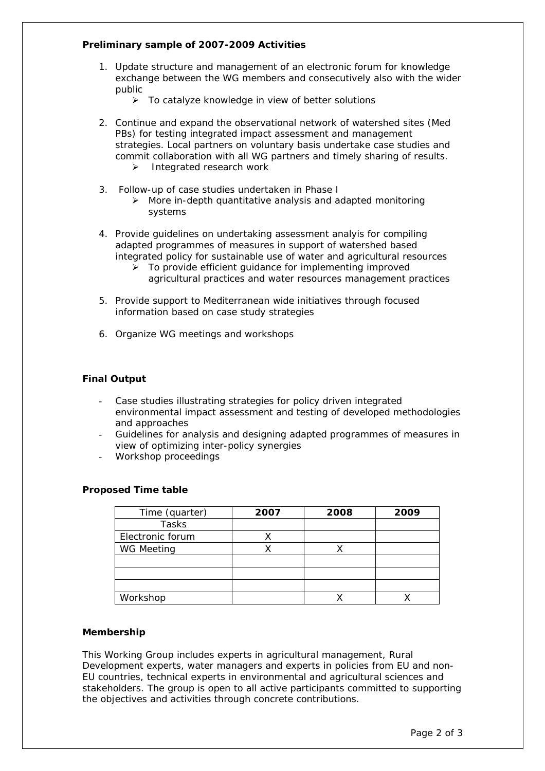**Preliminary sample of 2007-2009 Activities**

1. Update structure and management of an electronic forum for knowledge exchange between the WG members and consecutively also with the wider public
   - To catalyze knowledge in view of better solutions
2. Continue and expand the observational network of watershed sites (Med PBs) for testing integrated impact assessment and management strategies. Local partners on voluntary basis undertake case studies and commit collaboration with all WG partners and timely sharing of results.
   - Integrated research work
3. Follow-up of case studies undertaken in Phase I
   - More in-depth quantitative analysis and adapted monitoring systems
4. Provide guidelines on undertaking assessment analyis for compiling adapted programmes of measures in support of watershed based integrated policy for sustainable use of water and agricultural resources
   - To provide efficient guidance for implementing improved agricultural practices and water resources management practices
5. Provide support to Mediterranean wide initiatives through focused information based on case study strategies
6. Organize WG meetings and workshops

**Final Output**

- Case studies illustrating strategies for policy driven integrated environmental impact assessment and testing of developed methodologies and approaches
- Guidelines for analysis and designing adapted programmes of measures in view of optimizing inter-policy synergies
- Workshop proceedings

**Proposed Time table**

| Time (quarter) | **2007** | **2008** | **2009** |
|---|---|---|---|
| Tasks | | | |
| Electronic forum | X | | |
| WG Meeting | X | X | |
| | | | |
| | | | |
| | | | |
| Workshop | | X | X |

**Membership**

This Working Group includes experts in agricultural management, Rural Development experts, water managers and experts in policies from EU and non-EU countries, technical experts in environmental and agricultural sciences and stakeholders. The group is open to all active participants committed to supporting the objectives and activities through concrete contributions.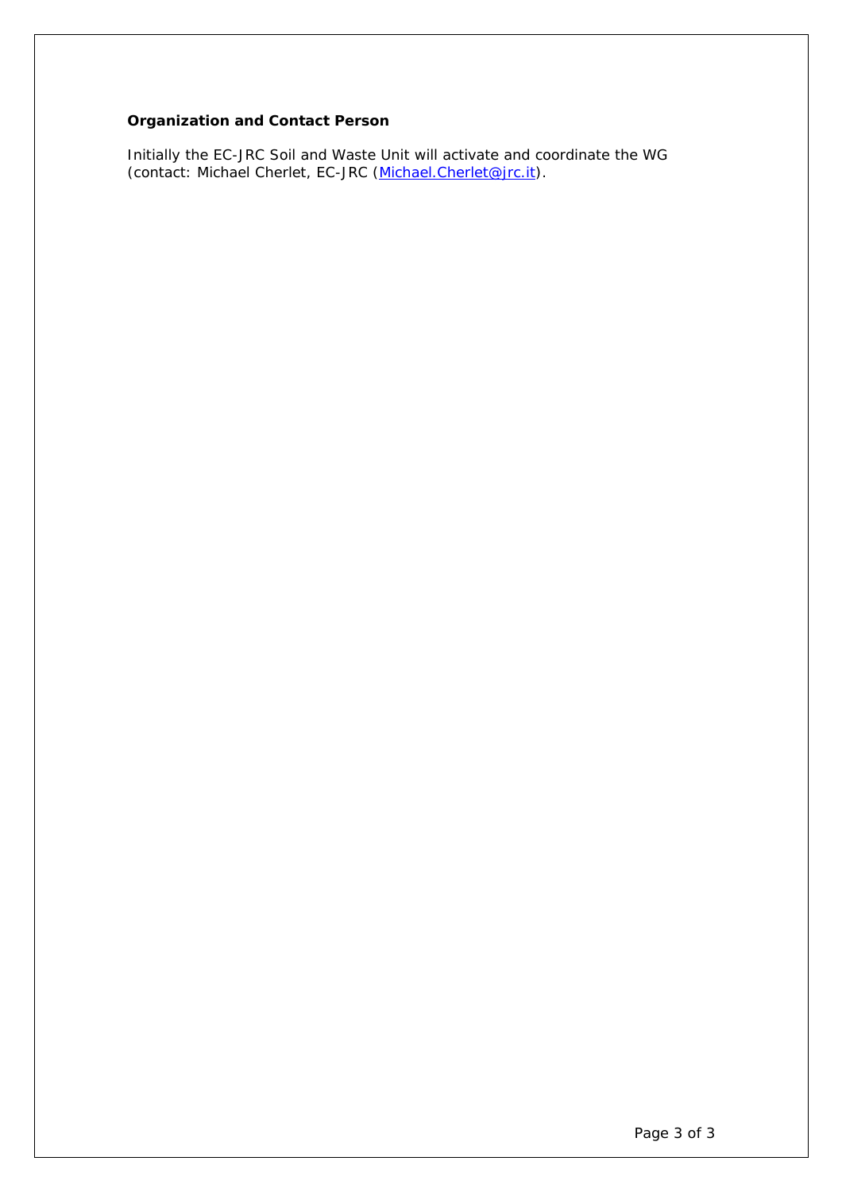**Organization and Contact Person**

Initially the EC-JRC Soil and Waste Unit will activate and coordinate the WG (contact: Michael Cherlet, EC-JRC (Michael.Cherlet@jrc.it).